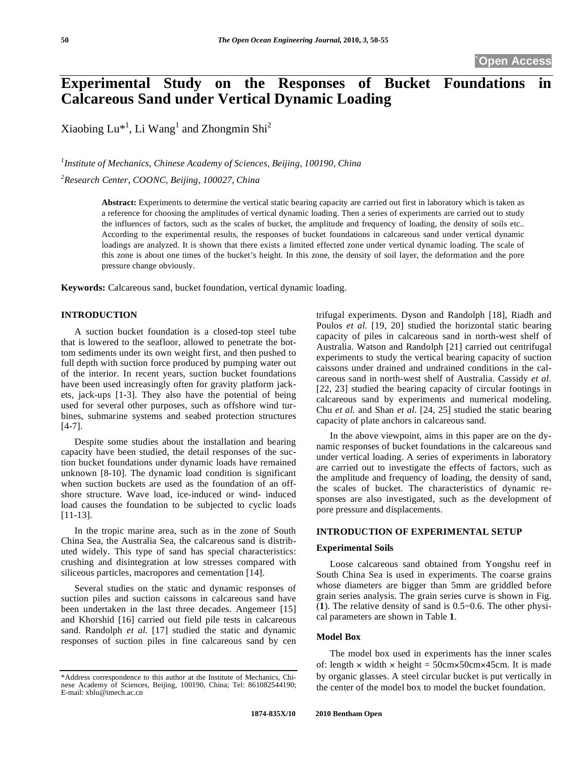`Open Access

# Experimental Study on the Responses of Bucket Foundations in Calcareous Sand under Vertical Dynamic Loading

Xiaobing Lu*[1], Li Wang[1] and Zhongmin Shi[2]

[1]*Institute of Mechanics, Chinese Academy of Sciences, Beijing, 100190, China*

[2]*Research Center, COONC, Beijing, 100027, China*

**Abstract:** Experiments to determine the vertical static bearing capacity are carried out first in laboratory which is taken as a reference for choosing the amplitudes of vertical dynamic loading. Then a series of experiments are carried out to study the influences of factors, such as the scales of bucket, the amplitude and frequency of loading, the density of soils etc.. According to the experimental results, the responses of bucket foundations in calcareous sand under vertical dynamic loadings are analyzed. It is shown that there exists a limited effected zone under vertical dynamic loading. The scale of this zone is about one times of the bucket's height. In this zone, the density of soil layer, the deformation and the pore pressure change obviously.

**Keywords:** Calcareous sand, bucket foundation, vertical dynamic loading.

## INTRODUCTION

A suction bucket foundation is a closed-top steel tube that is lowered to the seafloor, allowed to penetrate the bottom sediments under its own weight first, and then pushed to full depth with suction force produced by pumping water out of the interior. In recent years, suction bucket foundations have been used increasingly often for gravity platform jackets, jack-ups [1-3]. They also have the potential of being used for several other purposes, such as offshore wind turbines, submarine systems and seabed protection structures [4-7].

Despite some studies about the installation and bearing capacity have been studied, the detail responses of the suction bucket foundations under dynamic loads have remained unknown [8-10]. The dynamic load condition is significant when suction buckets are used as the foundation of an offshore structure. Wave load, ice-induced or wind- induced load causes the foundation to be subjected to cyclic loads [11-13].

In the tropic marine area, such as in the zone of South China Sea, the Australia Sea, the calcareous sand is distributed widely. This type of sand has special characteristics: crushing and disintegration at low stresses compared with siliceous particles, macropores and cementation [14].

Several studies on the static and dynamic responses of suction piles and suction caissons in calcareous sand have been undertaken in the last three decades. Angemeer [15] and Khorshid [16] carried out field pile tests in calcareous sand. Randolph *et al.* [17] studied the static and dynamic responses of suction piles in fine calcareous sand by centrifugal experiments. Dyson and Randolph [18], Riadh and Poulos *et al.* [19, 20] studied the horizontal static bearing capacity of piles in calcareous sand in north-west shelf of Australia. Watson and Randolph [21] carried out centrifugal experiments to study the vertical bearing capacity of suction caissons under drained and undrained conditions in the calcareous sand in north-west shelf of Australia. Cassidy *et al.* [22, 23] studied the bearing capacity of circular footings in calcareous sand by experiments and numerical modeling. Chu *et al.* and Shan *et al.* [24, 25] studied the static bearing capacity of plate anchors in calcareous sand.

In the above viewpoint, aims in this paper are on the dynamic responses of bucket foundations in the calcareous sand under vertical loading. A series of experiments in laboratory are carried out to investigate the effects of factors, such as the amplitude and frequency of loading, the density of sand, the scales of bucket. The characteristics of dynamic responses are also investigated, such as the development of pore pressure and displacements.

## INTRODUCTION OF EXPERIMENTAL SETUP

### Experimental Soils

Loose calcareous sand obtained from Yongshu reef in South China Sea is used in experiments. The coarse grains whose diameters are bigger than 5mm are griddled before grain series analysis. The grain series curve is shown in Fig. (**1**). The relative density of sand is 0.5~0.6. The other physical parameters are shown in Table **1**.

### Model Box

The model box used in experiments has the inner scales of: length × width × height = 50cm×50cm×45cm. It is made by organic glasses. A steel circular bucket is put vertically in the center of the model box to model the bucket foundation.

*Address correspondence to this author at the Institute of Mechanics, Chinese Academy of Sciences, Beijing, 100190, China; Tel: 861082544190; E-mail: xblu@imech.ac.cn

1874-835X/10 2010 Bentham Open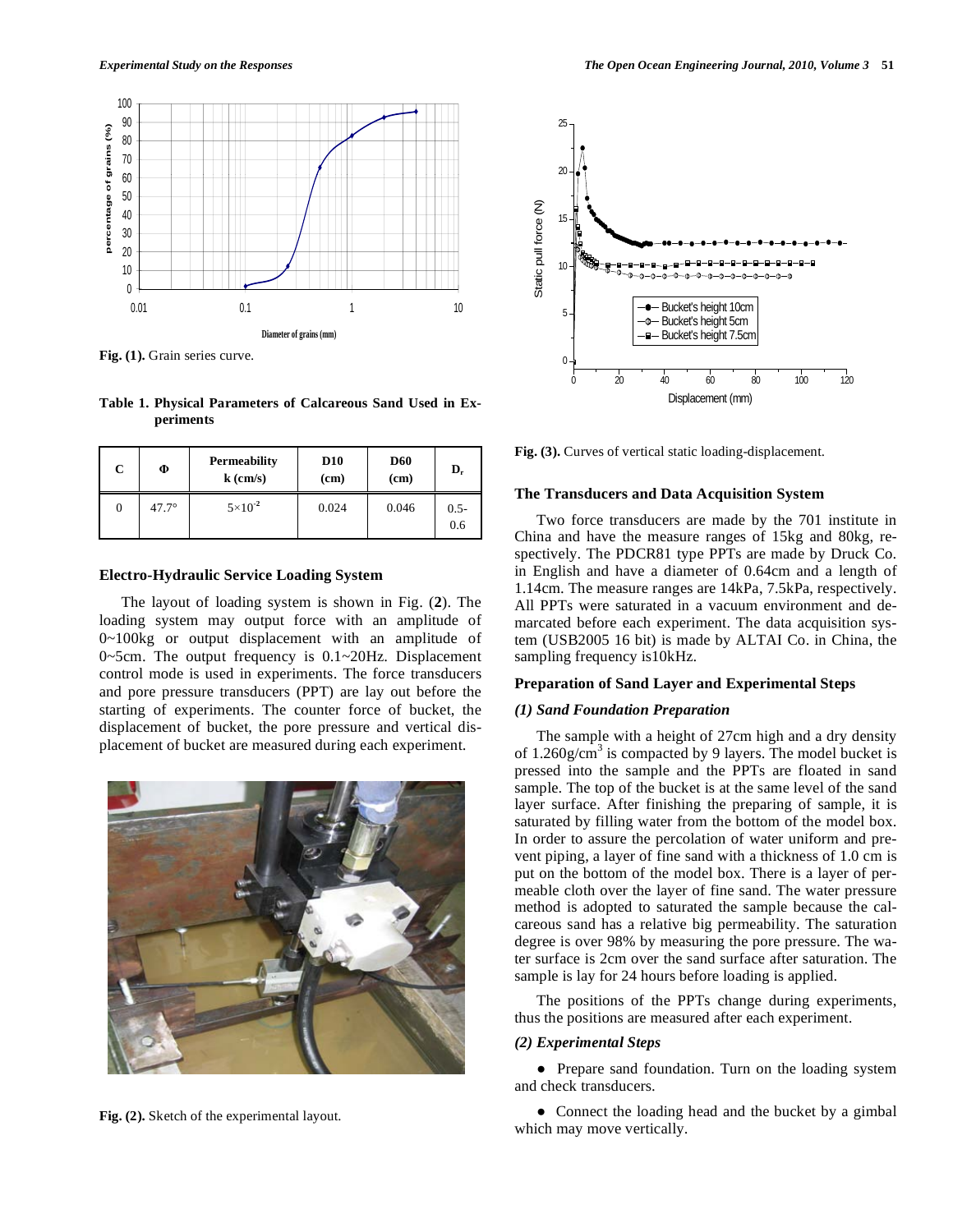Fig. (1). Grain series curve.

**Table 1. Physical Parameters of Calcareous Sand Used in Experiments**

| C | Φ | Permeability k (cm/s) | D10 (cm) | D60 (cm) | $D_r$ |
|---|---|---|---|---|---|
| 0 | 47.7° | $5\times10^{-2}$ | 0.024 | 0.046 | 0.5-0.6 |

### Electro-Hydraulic Service Loading System

The layout of loading system is shown in Fig. (**2**). The loading system may output force with an amplitude of 0~100kg or output displacement with an amplitude of 0~5cm. The output frequency is 0.1~20Hz. Displacement control mode is used in experiments. The force transducers and pore pressure transducers (PPT) are lay out before the starting of experiments. The counter force of bucket, the displacement of bucket, the pore pressure and vertical displacement of bucket are measured during each experiment.

Fig. (2). Sketch of the experimental layout.

Fig. (3). Curves of vertical static loading-displacement.

### The Transducers and Data Acquisition System

Two force transducers are made by the 701 institute in China and have the measure ranges of 15kg and 80kg, respectively. The PDCR81 type PPTs are made by Druck Co. in English and have a diameter of 0.64cm and a length of 1.14cm. The measure ranges are 14kPa, 7.5kPa, respectively. All PPTs were saturated in a vacuum environment and demarcated before each experiment. The data acquisition system (USB2005 16 bit) is made by ALTAI Co. in China, the sampling frequency is10kHz.

### Preparation of Sand Layer and Experimental Steps

#### *(1) Sand Foundation Preparation*

The sample with a height of 27cm high and a dry density of 1.260g/cm$^3$ is compacted by 9 layers. The model bucket is pressed into the sample and the PPTs are floated in sand sample. The top of the bucket is at the same level of the sand layer surface. After finishing the preparing of sample, it is saturated by filling water from the bottom of the model box. In order to assure the percolation of water uniform and prevent piping, a layer of fine sand with a thickness of 1.0 cm is put on the bottom of the model box. There is a layer of permeable cloth over the layer of fine sand. The water pressure method is adopted to saturated the sample because the calcareous sand has a relative big permeability. The saturation degree is over 98% by measuring the pore pressure. The water surface is 2cm over the sand surface after saturation. The sample is lay for 24 hours before loading is applied.

The positions of the PPTs change during experiments, thus the positions are measured after each experiment.

#### *(2) Experimental Steps*

- Prepare sand foundation. Turn on the loading system and check transducers.
- Connect the loading head and the bucket by a gimbal which may move vertically.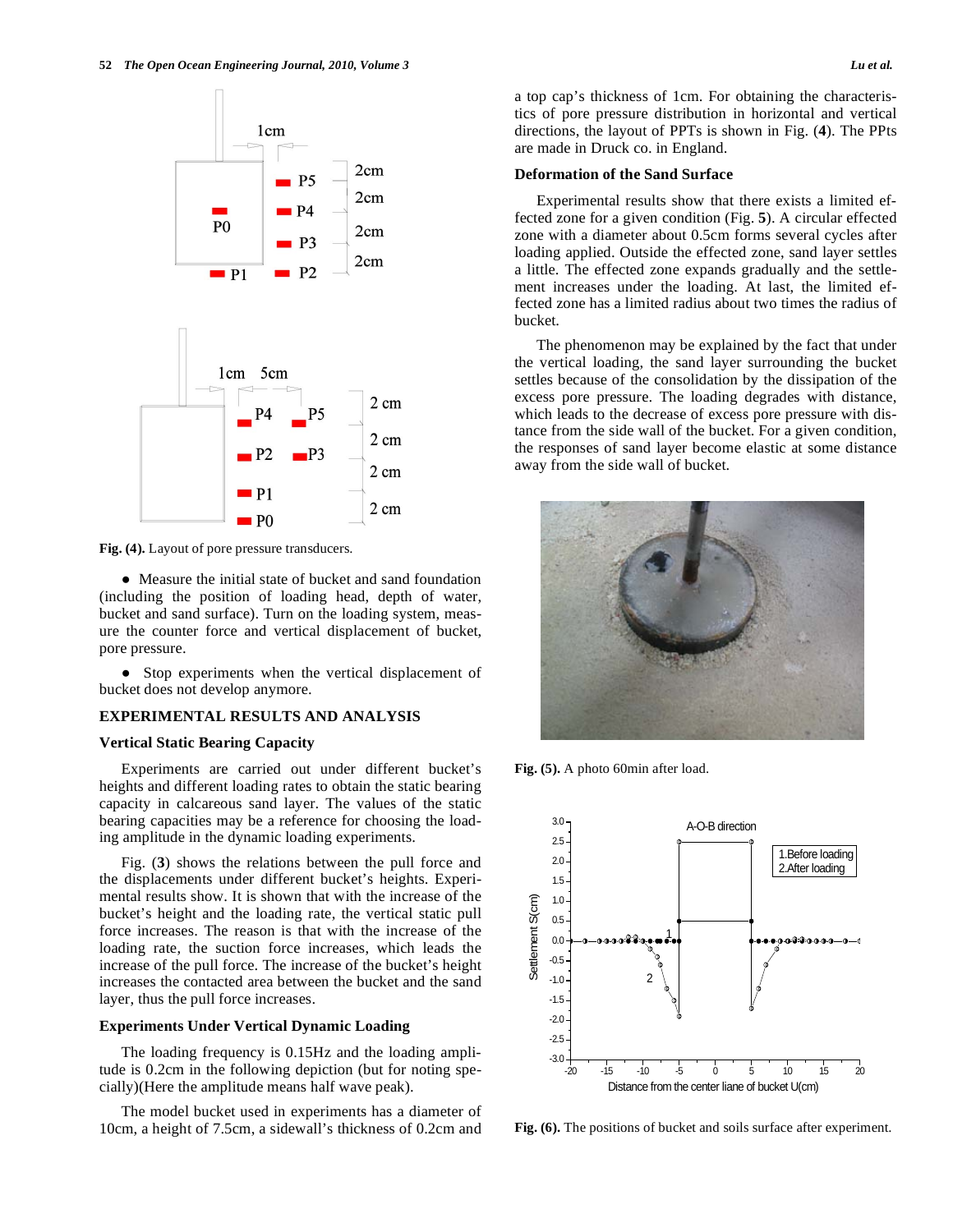Fig. (4). Layout of pore pressure transducers.

- Measure the initial state of bucket and sand foundation (including the position of loading head, depth of water, bucket and sand surface). Turn on the loading system, measure the counter force and vertical displacement of bucket, pore pressure.

- Stop experiments when the vertical displacement of bucket does not develop anymore.

## EXPERIMENTAL RESULTS AND ANALYSIS

### Vertical Static Bearing Capacity

Experiments are carried out under different bucket's heights and different loading rates to obtain the static bearing capacity in calcareous sand layer. The values of the static bearing capacities may be a reference for choosing the loading amplitude in the dynamic loading experiments.

Fig. (**3**) shows the relations between the pull force and the displacements under different bucket's heights. Experimental results show. It is shown that with the increase of the bucket's height and the loading rate, the vertical static pull force increases. The reason is that with the increase of the loading rate, the suction force increases, which leads the increase of the pull force. The increase of the bucket's height increases the contacted area between the bucket and the sand layer, thus the pull force increases.

### Experiments Under Vertical Dynamic Loading

The loading frequency is 0.15Hz and the loading amplitude is 0.2cm in the following depiction (but for noting specially)(Here the amplitude means half wave peak).

The model bucket used in experiments has a diameter of 10cm, a height of 7.5cm, a sidewall's thickness of 0.2cm and a top cap's thickness of 1cm. For obtaining the characteristics of pore pressure distribution in horizontal and vertical directions, the layout of PPTs is shown in Fig. (**4**). The PPts are made in Druck co. in England.

### Deformation of the Sand Surface

Experimental results show that there exists a limited effected zone for a given condition (Fig. **5**). A circular effected zone with a diameter about 0.5cm forms several cycles after loading applied. Outside the effected zone, sand layer settles a little. The effected zone expands gradually and the settlement increases under the loading. At last, the limited effected zone has a limited radius about two times the radius of bucket.

The phenomenon may be explained by the fact that under the vertical loading, the sand layer surrounding the bucket settles because of the consolidation by the dissipation of the excess pore pressure. The loading degrades with distance, which leads to the decrease of excess pore pressure with distance from the side wall of the bucket. For a given condition, the responses of sand layer become elastic at some distance away from the side wall of bucket.

Fig. (5). A photo 60min after load.

Fig. (6). The positions of bucket and soils surface after experiment.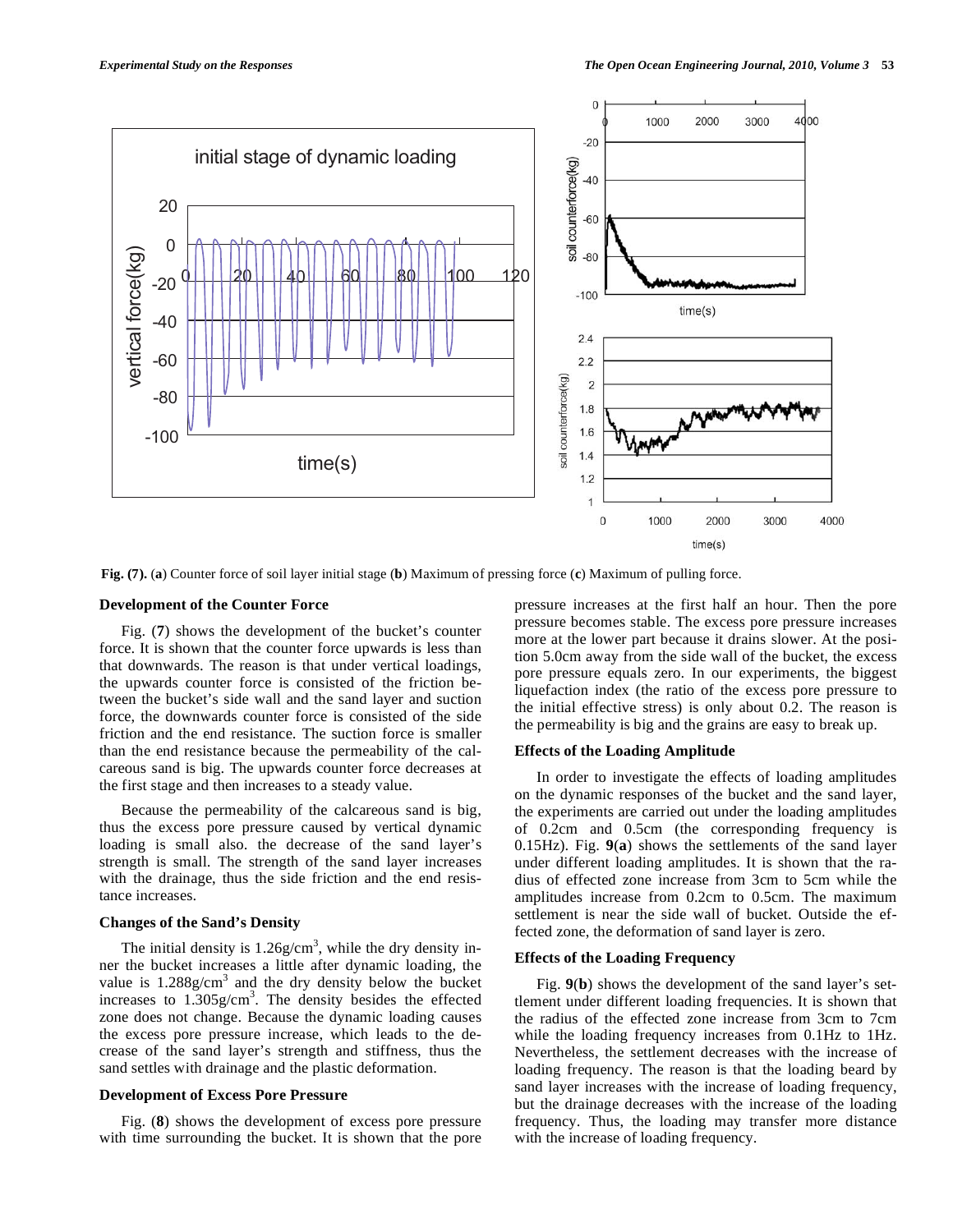**Fig. (7).** (**a**) Counter force of soil layer initial stage (**b**) Maximum of pressing force (**c**) Maximum of pulling force.

### Development of the Counter Force

Fig. (**7**) shows the development of the bucket's counter force. It is shown that the counter force upwards is less than that downwards. The reason is that under vertical loadings, the upwards counter force is consisted of the friction between the bucket's side wall and the sand layer and suction force, the downwards counter force is consisted of the side friction and the end resistance. The suction force is smaller than the end resistance because the permeability of the calcareous sand is big. The upwards counter force decreases at the first stage and then increases to a steady value.

Because the permeability of the calcareous sand is big, thus the excess pore pressure caused by vertical dynamic loading is small also. the decrease of the sand layer's strength is small. The strength of the sand layer increases with the drainage, thus the side friction and the end resistance increases.

### Changes of the Sand's Density

The initial density is 1.26g/cm$^3$, while the dry density inner the bucket increases a little after dynamic loading, the value is 1.288g/cm$^3$ and the dry density below the bucket increases to 1.305g/cm$^3$. The density besides the effected zone does not change. Because the dynamic loading causes the excess pore pressure increase, which leads to the decrease of the sand layer's strength and stiffness, thus the sand settles with drainage and the plastic deformation.

### Development of Excess Pore Pressure

Fig. (**8**) shows the development of excess pore pressure with time surrounding the bucket. It is shown that the pore pressure increases at the first half an hour. Then the pore pressure becomes stable. The excess pore pressure increases more at the lower part because it drains slower. At the position 5.0cm away from the side wall of the bucket, the excess pore pressure equals zero. In our experiments, the biggest liquefaction index (the ratio of the excess pore pressure to the initial effective stress) is only about 0.2. The reason is the permeability is big and the grains are easy to break up.

### Effects of the Loading Amplitude

In order to investigate the effects of loading amplitudes on the dynamic responses of the bucket and the sand layer, the experiments are carried out under the loading amplitudes of 0.2cm and 0.5cm (the corresponding frequency is 0.15Hz). Fig. **9**(**a**) shows the settlements of the sand layer under different loading amplitudes. It is shown that the radius of effected zone increase from 3cm to 5cm while the amplitudes increase from 0.2cm to 0.5cm. The maximum settlement is near the side wall of bucket. Outside the effected zone, the deformation of sand layer is zero.

### Effects of the Loading Frequency

Fig. **9**(**b**) shows the development of the sand layer's settlement under different loading frequencies. It is shown that the radius of the effected zone increase from 3cm to 7cm while the loading frequency increases from 0.1Hz to 1Hz. Nevertheless, the settlement decreases with the increase of loading frequency. The reason is that the loading beard by sand layer increases with the increase of loading frequency, but the drainage decreases with the increase of the loading frequency. Thus, the loading may transfer more distance with the increase of loading frequency.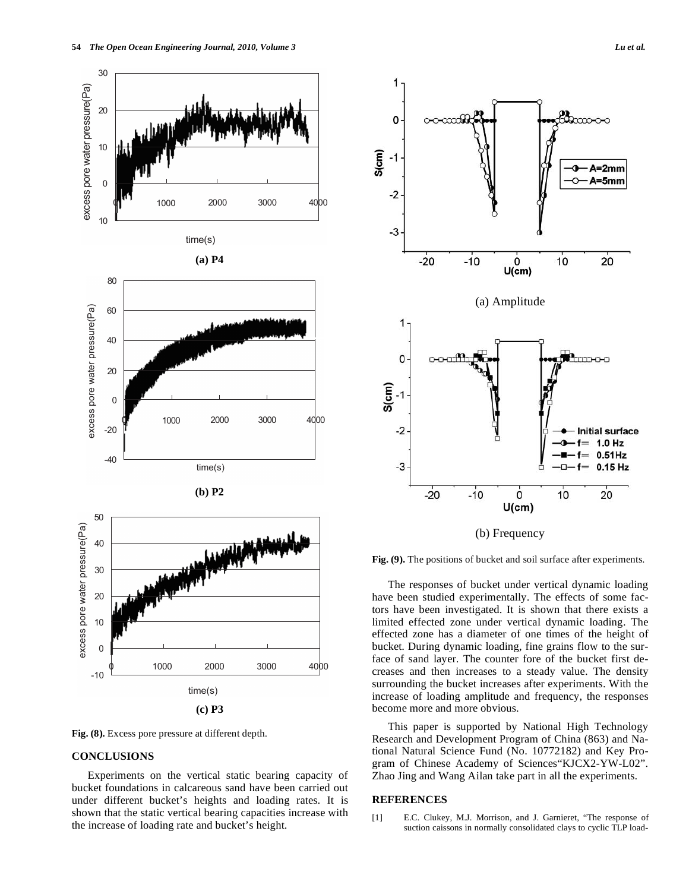(a) P4

(b) P2

(c) P3

**Fig. (8).** Excess pore pressure at different depth.

## CONCLUSIONS

Experiments on the vertical static bearing capacity of bucket foundations in calcareous sand have been carried out under different bucket's heights and loading rates. It is shown that the static vertical bearing capacities increase with the increase of loading rate and bucket's height.

(a) Amplitude

(b) Frequency

**Fig. (9).** The positions of bucket and soil surface after experiments.

The responses of bucket under vertical dynamic loading have been studied experimentally. The effects of some factors have been investigated. It is shown that there exists a limited effected zone under vertical dynamic loading. The effected zone has a diameter of one times of the height of bucket. During dynamic loading, fine grains flow to the surface of sand layer. The counter fore of the bucket first decreases and then increases to a steady value. The density surrounding the bucket increases after experiments. With the increase of loading amplitude and frequency, the responses become more and more obvious.

This paper is supported by National High Technology Research and Development Program of China (863) and National Natural Science Fund (No. 10772182) and Key Program of Chinese Academy of Sciences"KJCX2-YW-L02". Zhao Jing and Wang Ailan take part in all the experiments.

## REFERENCES

[1] E.C. Clukey, M.J. Morrison, and J. Garnieret, "The response of suction caissons in normally consolidated clays to cyclic TLP load-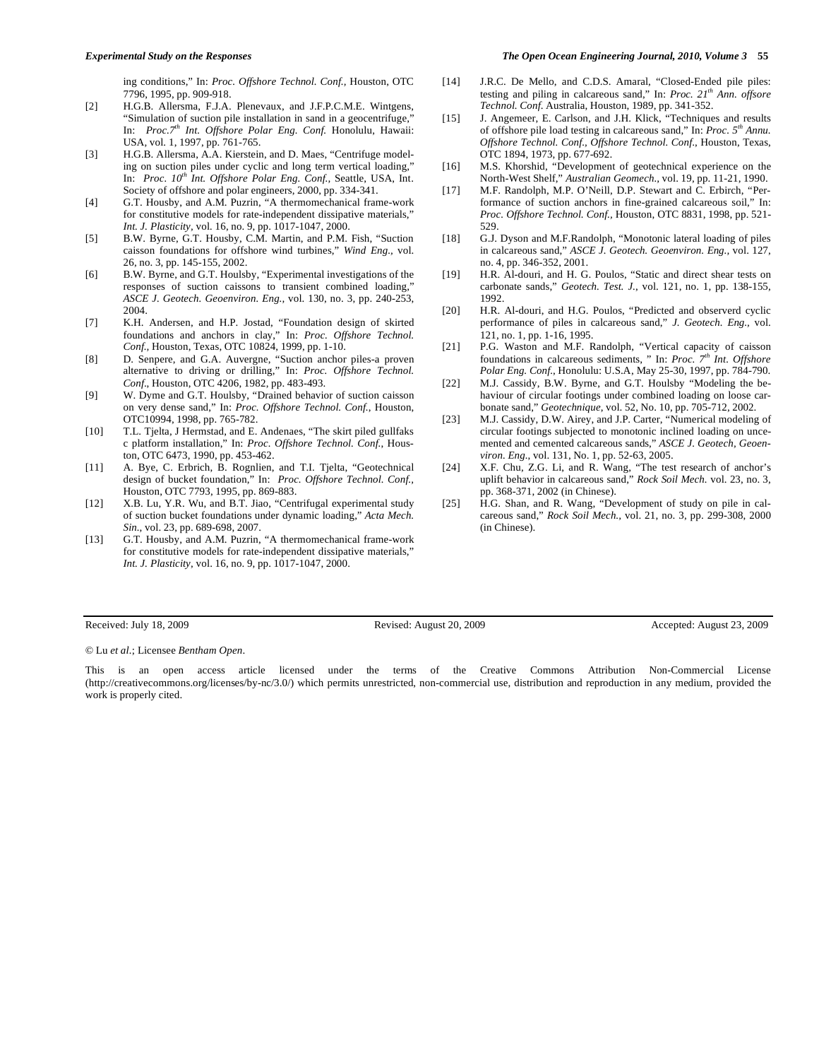ing conditions," In: *Proc. Offshore Technol. Conf.*, Houston, OTC 7796, 1995, pp. 909-918.

[2] H.G.B. Allersma, F.J.A. Plenevaux, and J.F.P.C.M.E. Wintgens, "Simulation of suction pile installation in sand in a geocentrifuge," In: *Proc.7th Int. Offshore Polar Eng. Conf.* Honolulu, Hawaii: USA, vol. 1, 1997, pp. 761-765.

[3] H.G.B. Allersma, A.A. Kierstein, and D. Maes, "Centrifuge modeling on suction piles under cyclic and long term vertical loading," In: *Proc. 10th Int. Offshore Polar Eng. Conf.*, Seattle, USA, Int. Society of offshore and polar engineers, 2000, pp. 334-341.

[4] G.T. Housby, and A.M. Puzrin, "A thermomechanical frame-work for constitutive models for rate-independent dissipative materials," *Int. J. Plasticity*, vol. 16, no. 9, pp. 1017-1047, 2000.

[5] B.W. Byrne, G.T. Housby, C.M. Martin, and P.M. Fish, "Suction caisson foundations for offshore wind turbines," *Wind Eng.*, vol. 26, no. 3, pp. 145-155, 2002.

[6] B.W. Byrne, and G.T. Houlsby, "Experimental investigations of the responses of suction caissons to transient combined loading," *ASCE J. Geotech. Geoenviron. Eng.*, vol. 130, no. 3, pp. 240-253, 2004.

[7] K.H. Andersen, and H.P. Jostad, "Foundation design of skirted foundations and anchors in clay," In: *Proc. Offshore Technol. Conf.*, Houston, Texas, OTC 10824, 1999, pp. 1-10.

[8] D. Senpere, and G.A. Auvergne, "Suction anchor piles-a proven alternative to driving or drilling," In: *Proc. Offshore Technol. Conf.*, Houston, OTC 4206, 1982, pp. 483-493.

[9] W. Dyme and G.T. Houlsby, "Drained behavior of suction caisson on very dense sand," In: *Proc. Offshore Technol. Conf.*, Houston, OTC10994, 1998, pp. 765-782.

[10] T.L. Tjelta, J Hermstad, and E. Andenaes, "The skirt piled gullfaks c platform installation," In: *Proc. Offshore Technol. Conf.*, Houston, OTC 6473, 1990, pp. 453-462.

[11] A. Bye, C. Erbrich, B. Rognlien, and T.I. Tjelta, "Geotechnical design of bucket foundation," In: *Proc. Offshore Technol. Conf.*, Houston, OTC 7793, 1995, pp. 869-883.

[12] X.B. Lu, Y.R. Wu, and B.T. Jiao, "Centrifugal experimental study of suction bucket foundations under dynamic loading," *Acta Mech. Sin.*, vol. 23, pp. 689-698, 2007.

[13] G.T. Housby, and A.M. Puzrin, "A thermomechanical frame-work for constitutive models for rate-independent dissipative materials," *Int. J. Plasticity*, vol. 16, no. 9, pp. 1017-1047, 2000.

[14] J.R.C. De Mello, and C.D.S. Amaral, "Closed-Ended pile piles: testing and piling in calcareous sand," In: *Proc. 21th Ann. offsore Technol. Conf*. Australia, Houston, 1989, pp. 341-352.

[15] J. Angemeer, E. Carlson, and J.H. Klick, "Techniques and results of offshore pile load testing in calcareous sand," In: *Proc. 5th Annu. Offshore Technol. Conf., Offshore Technol. Conf*., Houston, Texas, OTC 1894, 1973, pp. 677-692.

[16] M.S. Khorshid, "Development of geotechnical experience on the North-West Shelf," *Australian Geomech.*, vol. 19, pp. 11-21, 1990.

[17] M.F. Randolph, M.P. O'Neill, D.P. Stewart and C. Erbirch, "Performance of suction anchors in fine-grained calcareous soil," In: *Proc. Offshore Technol. Conf.*, Houston, OTC 8831, 1998, pp. 521-529.

[18] G.J. Dyson and M.F.Randolph, "Monotonic lateral loading of piles in calcareous sand," *ASCE J. Geotech. Geoenviron. Eng.*, vol. 127, no. 4, pp. 346-352, 2001.

[19] H.R. Al-douri, and H. G. Poulos, "Static and direct shear tests on carbonate sands," *Geotech. Test. J.*, vol. 121, no. 1, pp. 138-155, 1992.

[20] H.R. Al-douri, and H.G. Poulos, "Predicted and observerd cyclic performance of piles in calcareous sand," *J. Geotech. Eng.*, vol. 121, no. 1, pp. 1-16, 1995.

[21] P.G. Waston and M.F. Randolph, "Vertical capacity of caisson foundations in calcareous sediments, " In: *Proc. 7th Int. Offshore Polar Eng. Conf.*, Honolulu: U.S.A, May 25-30, 1997, pp. 784-790.

[22] M.J. Cassidy, B.W. Byrne, and G.T. Houlsby "Modeling the behaviour of circular footings under combined loading on loose carbonate sand," *Geotechnique*, vol. 52, No. 10, pp. 705-712, 2002.

[23] M.J. Cassidy, D.W. Airey, and J.P. Carter, "Numerical modeling of circular footings subjected to monotonic inclined loading on uncemented and cemented calcareous sands," *ASCE J. Geotech, Geoenviron. Eng.*, vol. 131, No. 1, pp. 52-63, 2005.

[24] X.F. Chu, Z.G. Li, and R. Wang, "The test research of anchor's uplift behavior in calcareous sand," *Rock Soil Mech.* vol. 23, no. 3, pp. 368-371, 2002 (in Chinese).

[25] H.G. Shan, and R. Wang, "Development of study on pile in calcareous sand," *Rock Soil Mech.*, vol. 21, no. 3, pp. 299-308, 2000 (in Chinese).

---

Received: July 18, 2009 Revised: August 20, 2009 Accepted: August 23, 2009

© Lu *et al.*; Licensee *Bentham Open*.

This is an open access article licensed under the terms of the Creative Commons Attribution Non-Commercial License (http://creativecommons.org/licenses/by-nc/3.0/) which permits unrestricted, non-commercial use, distribution and reproduction in any medium, provided the work is properly cited.